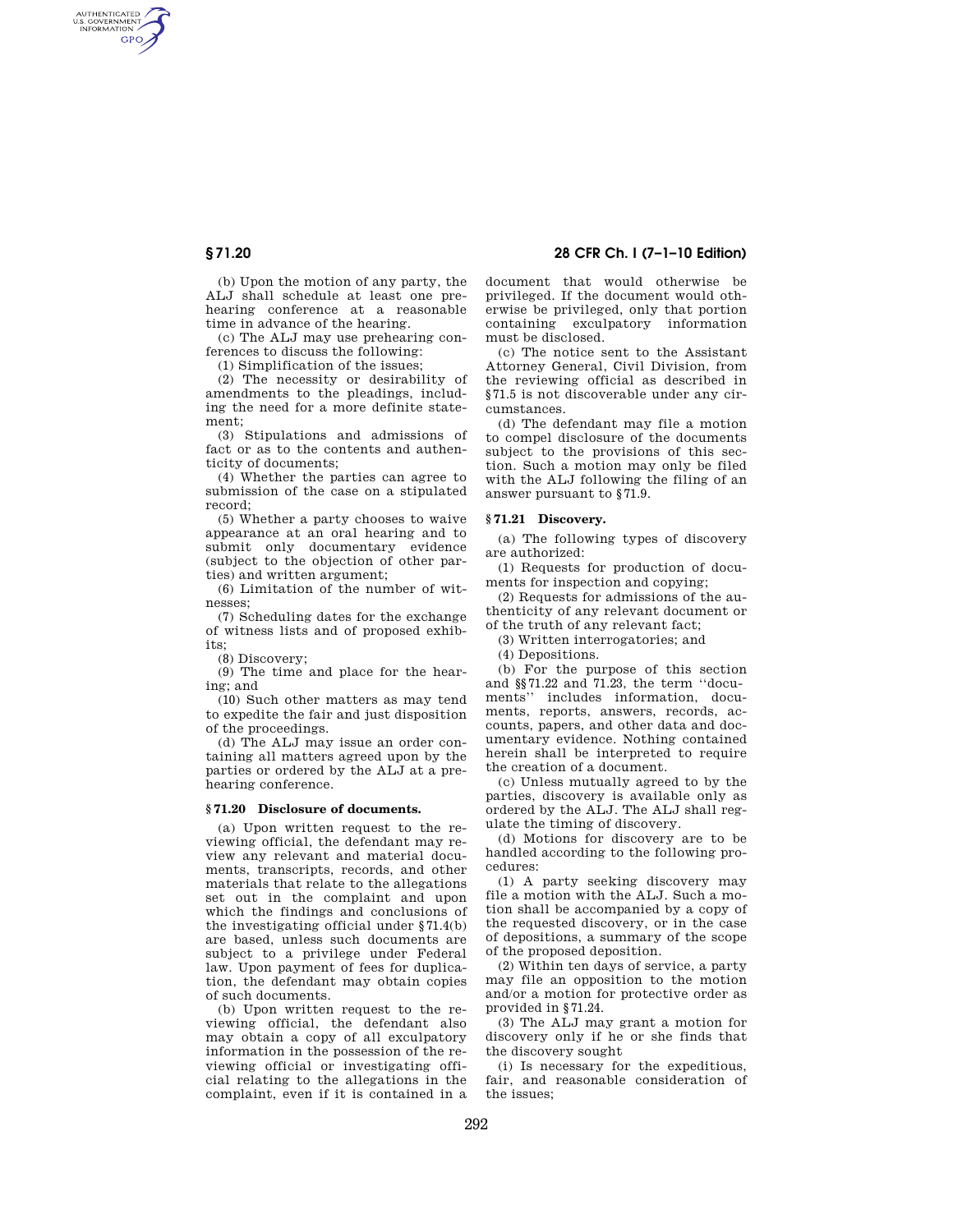(b) Upon the motion of any party, the ALJ shall schedule at least one prehearing conference at a reasonable time in advance of the hearing.

(c) The ALJ may use prehearing conferences to discuss the following:

(1) Simplification of the issues;

(2) The necessity or desirability of amendments to the pleadings, including the need for a more definite statement;

(3) Stipulations and admissions of fact or as to the contents and authenticity of documents;

(4) Whether the parties can agree to submission of the case on a stipulated record;

(5) Whether a party chooses to waive appearance at an oral hearing and to submit only documentary evidence (subject to the objection of other parties) and written argument;

(6) Limitation of the number of witnesses;

(7) Scheduling dates for the exchange of witness lists and of proposed exhibits;

(8) Discovery;

(9) The time and place for the hearing; and

(10) Such other matters as may tend to expedite the fair and just disposition of the proceedings.

(d) The ALJ may issue an order containing all matters agreed upon by the parties or ordered by the ALJ at a prehearing conference.

## § 71.20 Disclosure of documents.

(a) Upon written request to the reviewing official, the defendant may review any relevant and material documents, transcripts, records, and other materials that relate to the allegations set out in the complaint and upon which the findings and conclusions of the investigating official under §71.4(b) are based, unless such documents are subject to a privilege under Federal law. Upon payment of fees for duplication, the defendant may obtain copies of such documents.

(b) Upon written request to the reviewing official, the defendant also may obtain a copy of all exculpatory information in the possession of the reviewing official or investigating official relating to the allegations in the complaint, even if it is contained in a document that would otherwise be privileged. If the document would otherwise be privileged, only that portion containing exculpatory information must be disclosed.

(c) The notice sent to the Assistant Attorney General, Civil Division, from the reviewing official as described in §71.5 is not discoverable under any circumstances.

(d) The defendant may file a motion to compel disclosure of the documents subject to the provisions of this section. Such a motion may only be filed with the ALJ following the filing of an answer pursuant to §71.9.

## § 71.21 Discovery.

(a) The following types of discovery are authorized:

(1) Requests for production of documents for inspection and copying;

(2) Requests for admissions of the authenticity of any relevant document or of the truth of any relevant fact;

(3) Written interrogatories; and

(4) Depositions.

(b) For the purpose of this section and §§71.22 and 71.23, the term ''documents'' includes information, documents, reports, answers, records, accounts, papers, and other data and documentary evidence. Nothing contained herein shall be interpreted to require the creation of a document.

(c) Unless mutually agreed to by the parties, discovery is available only as ordered by the ALJ. The ALJ shall regulate the timing of discovery.

(d) Motions for discovery are to be handled according to the following procedures:

(1) A party seeking discovery may file a motion with the ALJ. Such a motion shall be accompanied by a copy of the requested discovery, or in the case of depositions, a summary of the scope of the proposed deposition.

(2) Within ten days of service, a party may file an opposition to the motion and/or a motion for protective order as provided in §71.24.

(3) The ALJ may grant a motion for discovery only if he or she finds that the discovery sought

(i) Is necessary for the expeditious, fair, and reasonable consideration of the issues;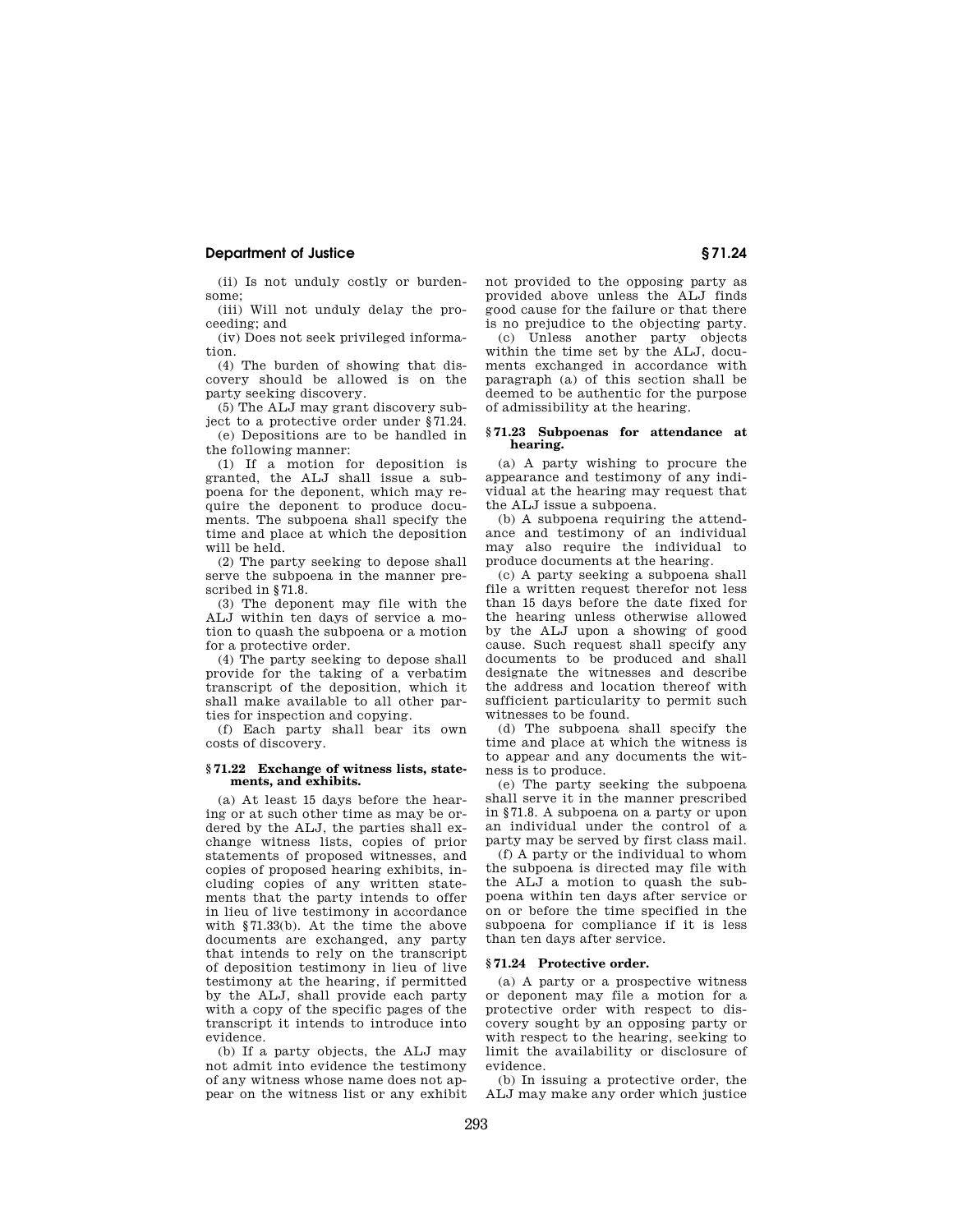(ii) Is not unduly costly or burdensome;

(iii) Will not unduly delay the proceeding; and

(iv) Does not seek privileged information.

(4) The burden of showing that discovery should be allowed is on the party seeking discovery.

(5) The ALJ may grant discovery subject to a protective order under §71.24.

(e) Depositions are to be handled in the following manner:

(1) If a motion for deposition is granted, the ALJ shall issue a subpoena for the deponent, which may require the deponent to produce documents. The subpoena shall specify the time and place at which the deposition will be held.

(2) The party seeking to depose shall serve the subpoena in the manner prescribed in §71.8.

(3) The deponent may file with the ALJ within ten days of service a motion to quash the subpoena or a motion for a protective order.

(4) The party seeking to depose shall provide for the taking of a verbatim transcript of the deposition, which it shall make available to all other parties for inspection and copying.

(f) Each party shall bear its own costs of discovery.

### § 71.22 Exchange of witness lists, statements, and exhibits.

(a) At least 15 days before the hearing or at such other time as may be ordered by the ALJ, the parties shall exchange witness lists, copies of prior statements of proposed witnesses, and copies of proposed hearing exhibits, including copies of any written statements that the party intends to offer in lieu of live testimony in accordance with §71.33(b). At the time the above documents are exchanged, any party that intends to rely on the transcript of deposition testimony in lieu of live testimony at the hearing, if permitted by the ALJ, shall provide each party with a copy of the specific pages of the transcript it intends to introduce into evidence.

(b) If a party objects, the ALJ may not admit into evidence the testimony of any witness whose name does not appear on the witness list or any exhibit not provided to the opposing party as provided above unless the ALJ finds good cause for the failure or that there is no prejudice to the objecting party.

(c) Unless another party objects within the time set by the ALJ, documents exchanged in accordance with paragraph (a) of this section shall be deemed to be authentic for the purpose of admissibility at the hearing.

### § 71.23 Subpoenas for attendance at hearing.

(a) A party wishing to procure the appearance and testimony of any individual at the hearing may request that the ALJ issue a subpoena.

(b) A subpoena requiring the attendance and testimony of an individual may also require the individual to produce documents at the hearing.

(c) A party seeking a subpoena shall file a written request therefor not less than 15 days before the date fixed for the hearing unless otherwise allowed by the ALJ upon a showing of good cause. Such request shall specify any documents to be produced and shall designate the witnesses and describe the address and location thereof with sufficient particularity to permit such witnesses to be found.

(d) The subpoena shall specify the time and place at which the witness is to appear and any documents the witness is to produce.

(e) The party seeking the subpoena shall serve it in the manner prescribed in §71.8. A subpoena on a party or upon an individual under the control of a party may be served by first class mail.

(f) A party or the individual to whom the subpoena is directed may file with the ALJ a motion to quash the subpoena within ten days after service or on or before the time specified in the subpoena for compliance if it is less than ten days after service.

### § 71.24 Protective order.

(a) A party or a prospective witness or deponent may file a motion for a protective order with respect to discovery sought by an opposing party or with respect to the hearing, seeking to limit the availability or disclosure of evidence.

(b) In issuing a protective order, the ALJ may make any order which justice